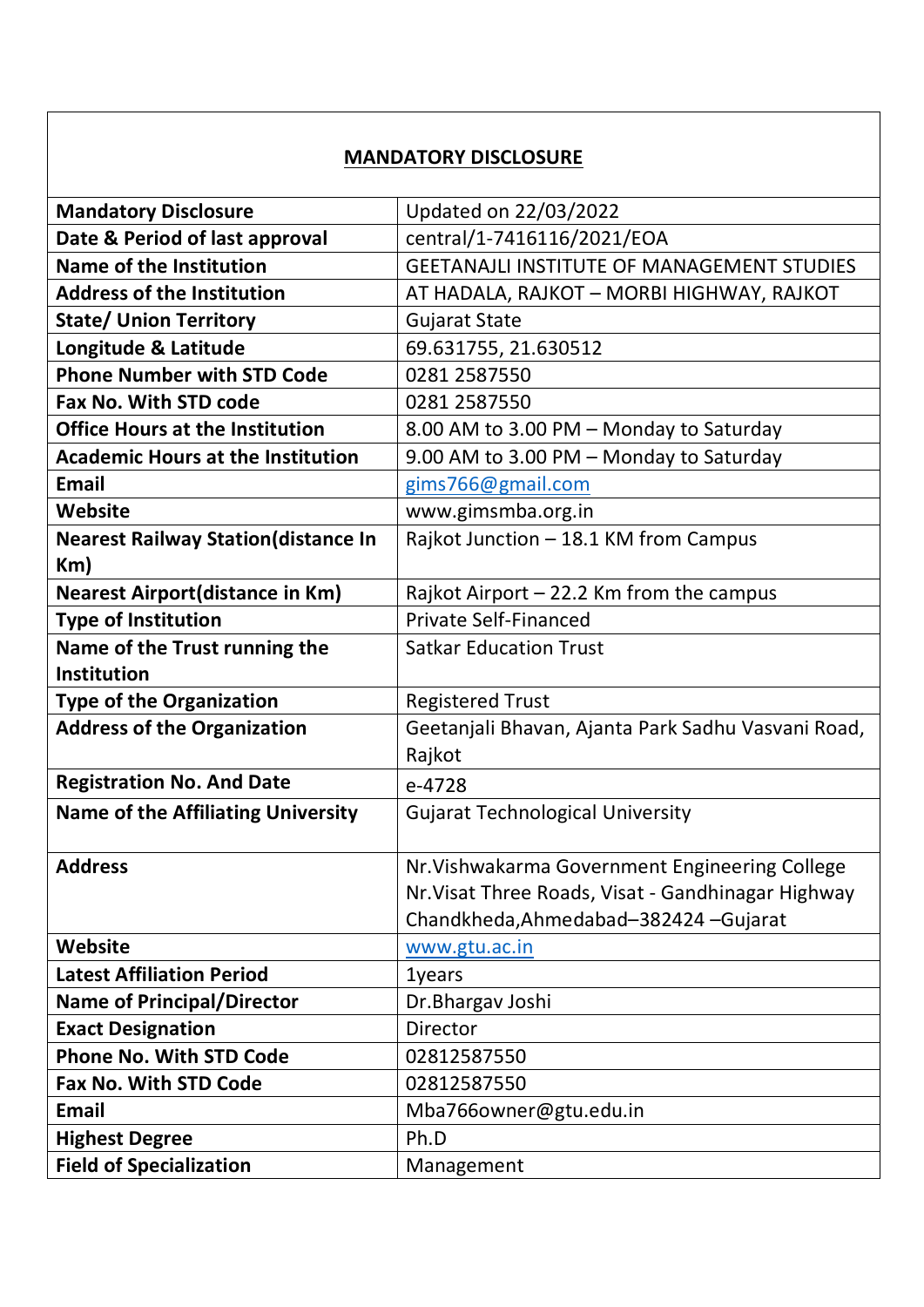## MANDATORY DISCLOSURE

| | |
|---|---|
| **Mandatory Disclosure** | Updated on 22/03/2022 |
| **Date & Period of last approval** | central/1-7416116/2021/EOA |
| **Name of the Institution** | GEETANAJLI INSTITUTE OF MANAGEMENT STUDIES |
| **Address of the Institution** | AT HADALA, RAJKOT – MORBI HIGHWAY, RAJKOT |
| **State/ Union Territory** | Gujarat State |
| **Longitude & Latitude** | 69.631755, 21.630512 |
| **Phone Number with STD Code** | 0281 2587550 |
| **Fax No. With STD code** | 0281 2587550 |
| **Office Hours at the Institution** | 8.00 AM to 3.00 PM – Monday to Saturday |
| **Academic Hours at the Institution** | 9.00 AM to 3.00 PM – Monday to Saturday |
| **Email** | gims766@gmail.com |
| **Website** | www.gimsmba.org.in |
| **Nearest Railway Station(distance In Km)** | Rajkot Junction – 18.1 KM from Campus |
| **Nearest Airport(distance in Km)** | Rajkot Airport – 22.2 Km from the campus |
| **Type of Institution** | Private Self-Financed |
| **Name of the Trust running the Institution** | Satkar Education Trust |
| **Type of the Organization** | Registered Trust |
| **Address of the Organization** | Geetanjali Bhavan, Ajanta Park Sadhu Vasvani Road, Rajkot |
| **Registration No. And Date** | e-4728 |
| **Name of the Affiliating University** | Gujarat Technological University |
| **Address** | Nr.Vishwakarma Government Engineering College Nr.Visat Three Roads, Visat - Gandhinagar Highway Chandkheda,Ahmedabad–382424 –Gujarat |
| **Website** | www.gtu.ac.in |
| **Latest Affiliation Period** | 1years |
| **Name of Principal/Director** | Dr.Bhargav Joshi |
| **Exact Designation** | Director |
| **Phone No. With STD Code** | 02812587550 |
| **Fax No. With STD Code** | 02812587550 |
| **Email** | Mba766owner@gtu.edu.in |
| **Highest Degree** | Ph.D |
| **Field of Specialization** | Management |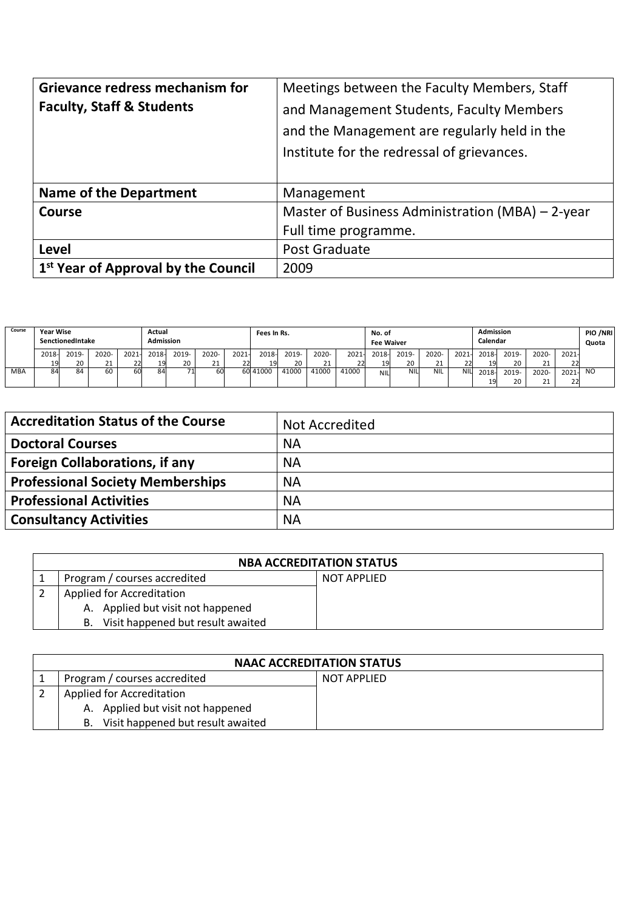| | |
|---|---|
| **Grievance redress mechanism for Faculty, Staff & Students** | Meetings between the Faculty Members, Staff and Management Students, Faculty Members and the Management are regularly held in the Institute for the redressal of grievances. |
| **Name of the Department** | Management |
| **Course** | Master of Business Administration (MBA) – 2-year Full time programme. |
| **Level** | Post Graduate |
| **1st Year of Approval by the Council** | 2009 |

| Course | Year Wise SenctionedIntake | | | | Actual Admission | | | | Fees In Rs. | | | | No. of Fee Waiver | | | | Admission Calendar | | | | PIO /NRI Quota |
|---|---|---|---|---|---|---|---|---|---|---|---|---|---|---|---|---|---|---|---|---|---|
| | 2018-19 | 2019-20 | 2020-21 | 2021-22 | 2018-19 | 2019-20 | 2020-21 | 2021-22 | 2018-19 | 2019-20 | 2020-21 | 2021-22 | 2018-19 | 2019-20 | 2020-21 | 2021-22 | 2018-19 | 2019-20 | 2020-21 | 2021-22 | |
| MBA | 84 | 84 | 60 | 60 | 84 | 71 | 60 | 60 | 41000 | 41000 | 41000 | 41000 | NIL | NIL | NIL | NIL | 2018-19 | 2019-20 | 2020-21 | 2021-22 | NO |

| | |
|---|---|
| **Accreditation Status of the Course** | Not Accredited |
| **Doctoral Courses** | NA |
| **Foreign Collaborations, if any** | NA |
| **Professional Society Memberships** | NA |
| **Professional Activities** | NA |
| **Consultancy Activities** | NA |

| NBA ACCREDITATION STATUS | | |
|---|---|---|
| 1 | Program / courses accredited | NOT APPLIED |
| 2 | Applied for Accreditation<br>A. Applied but visit not happened<br>B. Visit happened but result awaited | |

| NAAC ACCREDITATION STATUS | | |
|---|---|---|
| 1 | Program / courses accredited | NOT APPLIED |
| 2 | Applied for Accreditation<br>A. Applied but visit not happened<br>B. Visit happened but result awaited | |